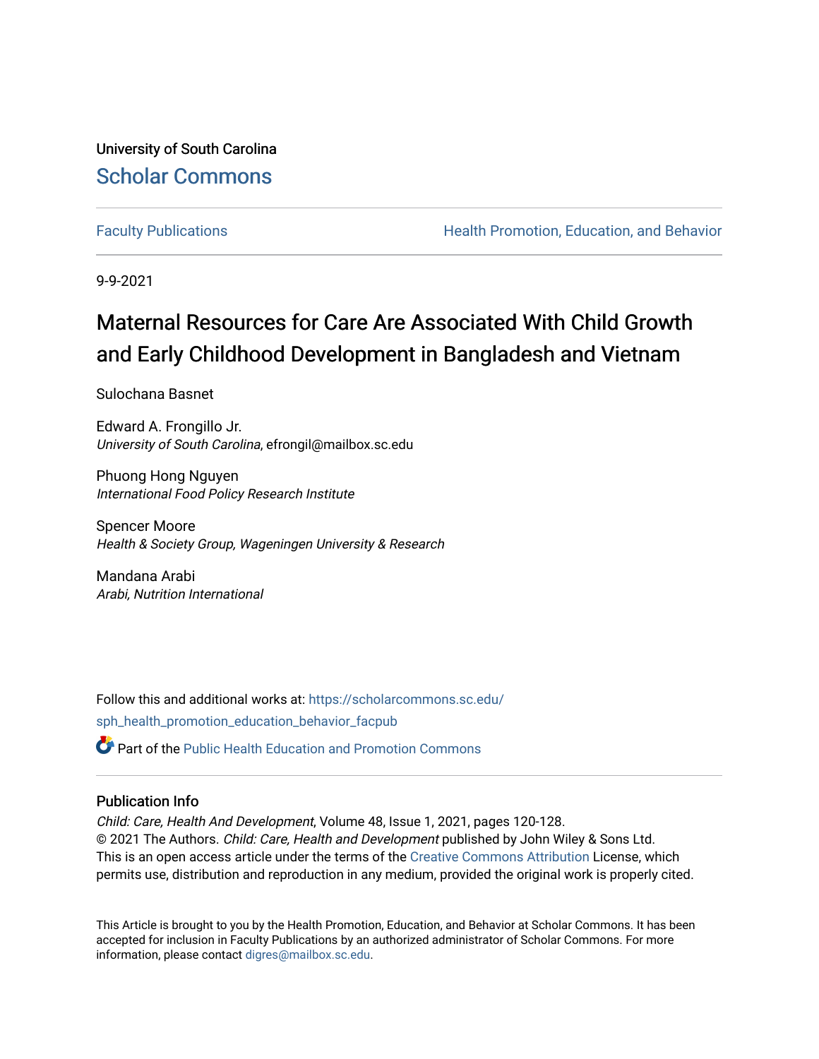University of South Carolina

# Scholar Commons

Faculty Publications | Health Promotion, Education, and Behavior

9-9-2021

## Maternal Resources for Care Are Associated With Child Growth and Early Childhood Development in Bangladesh and Vietnam

Sulochana Basnet

Edward A. Frongillo Jr.
*University of South Carolina*, efrongil@mailbox.sc.edu

Phuong Hong Nguyen
*International Food Policy Research Institute*

Spencer Moore
*Health & Society Group, Wageningen University & Research*

Mandana Arabi
*Arabi, Nutrition International*

Follow this and additional works at: https://scholarcommons.sc.edu/sph_health_promotion_education_behavior_facpub

Part of the Public Health Education and Promotion Commons

### Publication Info

*Child: Care, Health And Development*, Volume 48, Issue 1, 2021, pages 120-128.
© 2021 The Authors. *Child: Care, Health and Development* published by John Wiley & Sons Ltd.
This is an open access article under the terms of the Creative Commons Attribution License, which permits use, distribution and reproduction in any medium, provided the original work is properly cited.

This Article is brought to you by the Health Promotion, Education, and Behavior at Scholar Commons. It has been accepted for inclusion in Faculty Publications by an authorized administrator of Scholar Commons. For more information, please contact digres@mailbox.sc.edu.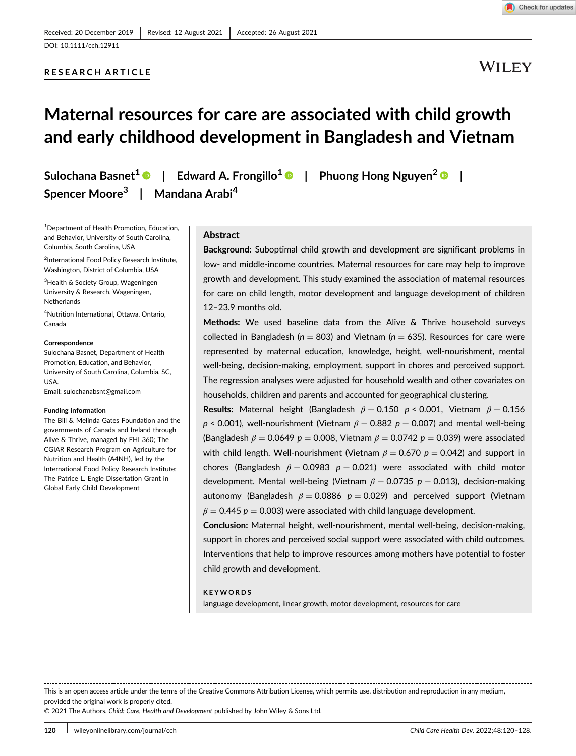Received: 20 December 2019 | Revised: 12 August 2021 | Accepted: 26 August 2021

DOI: 10.1111/cch.12911

**RESEARCH ARTICLE**

# Maternal resources for care are associated with child growth and early childhood development in Bangladesh and Vietnam

Sulochana Basnet[1] | Edward A. Frongillo[1] | Phuong Hong Nguyen[2] | Spencer Moore[3] | Mandana Arabi[4]

[1]Department of Health Promotion, Education, and Behavior, University of South Carolina, Columbia, South Carolina, USA

[2]International Food Policy Research Institute, Washington, District of Columbia, USA

[3]Health & Society Group, Wageningen University & Research, Wageningen, Netherlands

[4]Nutrition International, Ottawa, Ontario, Canada

**Correspondence**

Sulochana Basnet, Department of Health Promotion, Education, and Behavior, University of South Carolina, Columbia, SC, USA.

Email: sulochanabsnt@gmail.com

**Funding information**

The Bill & Melinda Gates Foundation and the governments of Canada and Ireland through Alive & Thrive, managed by FHI 360; The CGIAR Research Program on Agriculture for Nutrition and Health (A4NH), led by the International Food Policy Research Institute; The Patrice L. Engle Dissertation Grant in Global Early Child Development

## Abstract

**Background:** Suboptimal child growth and development are significant problems in low- and middle-income countries. Maternal resources for care may help to improve growth and development. This study examined the association of maternal resources for care on child length, motor development and language development of children 12–23.9 months old.

**Methods:** We used baseline data from the Alive & Thrive household surveys collected in Bangladesh ($n = 803$) and Vietnam ($n = 635$). Resources for care were represented by maternal education, knowledge, height, well-nourishment, mental well-being, decision-making, employment, support in chores and perceived support. The regression analyses were adjusted for household wealth and other covariates on households, children and parents and accounted for geographical clustering.

**Results:** Maternal height (Bangladesh $\beta = 0.150$ $p < 0.001$, Vietnam $\beta = 0.156$ $p < 0.001$), well-nourishment (Vietnam $\beta = 0.882$ $p = 0.007$) and mental well-being (Bangladesh $\beta = 0.0649$ $p = 0.008$, Vietnam $\beta = 0.0742$ $p = 0.039$) were associated with child length. Well-nourishment (Vietnam $\beta = 0.670$ $p = 0.042$) and support in chores (Bangladesh $\beta = 0.0983$ $p = 0.021$) were associated with child motor development. Mental well-being (Vietnam $\beta = 0.0735$ $p = 0.013$), decision-making autonomy (Bangladesh $\beta = 0.0886$ $p = 0.029$) and perceived support (Vietnam $\beta = 0.445$ $p = 0.003$) were associated with child language development.

**Conclusion:** Maternal height, well-nourishment, mental well-being, decision-making, support in chores and perceived social support were associated with child outcomes. Interventions that help to improve resources among mothers have potential to foster child growth and development.

**KEYWORDS**

language development, linear growth, motor development, resources for care

This is an open access article under the terms of the Creative Commons Attribution License, which permits use, distribution and reproduction in any medium, provided the original work is properly cited.

© 2021 The Authors. *Child: Care, Health and Development* published by John Wiley & Sons Ltd.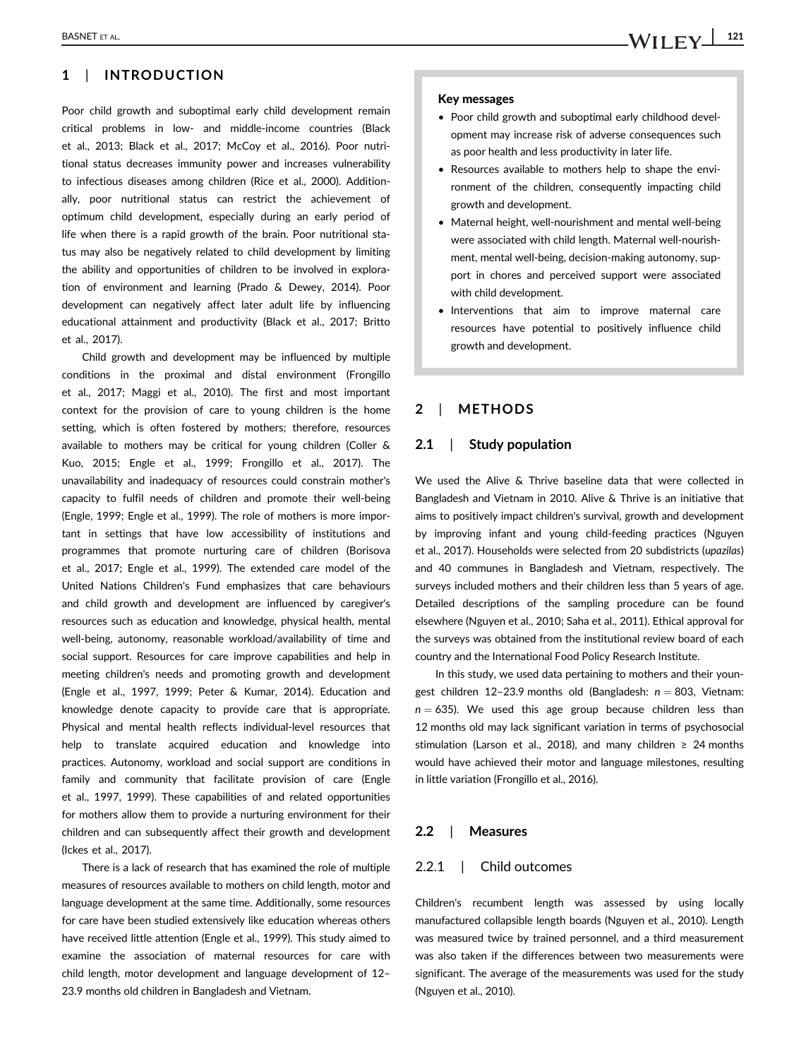## 1 | INTRODUCTION

Poor child growth and suboptimal early child development remain critical problems in low- and middle-income countries (Black et al., 2013; Black et al., 2017; McCoy et al., 2016). Poor nutritional status decreases immunity power and increases vulnerability to infectious diseases among children (Rice et al., 2000). Additionally, poor nutritional status can restrict the achievement of optimum child development, especially during an early period of life when there is a rapid growth of the brain. Poor nutritional status may also be negatively related to child development by limiting the ability and opportunities of children to be involved in exploration of environment and learning (Prado & Dewey, 2014). Poor development can negatively affect later adult life by influencing educational attainment and productivity (Black et al., 2017; Britto et al., 2017).

Child growth and development may be influenced by multiple conditions in the proximal and distal environment (Frongillo et al., 2017; Maggi et al., 2010). The first and most important context for the provision of care to young children is the home setting, which is often fostered by mothers; therefore, resources available to mothers may be critical for young children (Coller & Kuo, 2015; Engle et al., 1999; Frongillo et al., 2017). The unavailability and inadequacy of resources could constrain mother's capacity to fulfil needs of children and promote their well-being (Engle, 1999; Engle et al., 1999). The role of mothers is more important in settings that have low accessibility of institutions and programmes that promote nurturing care of children (Borisova et al., 2017; Engle et al., 1999). The extended care model of the United Nations Children's Fund emphasizes that care behaviours and child growth and development are influenced by caregiver's resources such as education and knowledge, physical health, mental well-being, autonomy, reasonable workload/availability of time and social support. Resources for care improve capabilities and help in meeting children's needs and promoting growth and development (Engle et al., 1997, 1999; Peter & Kumar, 2014). Education and knowledge denote capacity to provide care that is appropriate. Physical and mental health reflects individual-level resources that help to translate acquired education and knowledge into practices. Autonomy, workload and social support are conditions in family and community that facilitate provision of care (Engle et al., 1997, 1999). These capabilities of and related opportunities for mothers allow them to provide a nurturing environment for their children and can subsequently affect their growth and development (Ickes et al., 2017).

There is a lack of research that has examined the role of multiple measures of resources available to mothers on child length, motor and language development at the same time. Additionally, some resources for care have been studied extensively like education whereas others have received little attention (Engle et al., 1999). This study aimed to examine the association of maternal resources for care with child length, motor development and language development of 12–23.9 months old children in Bangladesh and Vietnam.

> **Key messages**
>
> - Poor child growth and suboptimal early childhood development may increase risk of adverse consequences such as poor health and less productivity in later life.
> - Resources available to mothers help to shape the environment of the children, consequently impacting child growth and development.
> - Maternal height, well-nourishment and mental well-being were associated with child length. Maternal well-nourishment, mental well-being, decision-making autonomy, support in chores and perceived support were associated with child development.
> - Interventions that aim to improve maternal care resources have potential to positively influence child growth and development.

## 2 | METHODS

### 2.1 | Study population

We used the Alive & Thrive baseline data that were collected in Bangladesh and Vietnam in 2010. Alive & Thrive is an initiative that aims to positively impact children's survival, growth and development by improving infant and young child-feeding practices (Nguyen et al., 2017). Households were selected from 20 subdistricts (*upazilas*) and 40 communes in Bangladesh and Vietnam, respectively. The surveys included mothers and their children less than 5 years of age. Detailed descriptions of the sampling procedure can be found elsewhere (Nguyen et al., 2010; Saha et al., 2011). Ethical approval for the surveys was obtained from the institutional review board of each country and the International Food Policy Research Institute.

In this study, we used data pertaining to mothers and their youngest children 12–23.9 months old (Bangladesh: $n = 803$, Vietnam: $n = 635$). We used this age group because children less than 12 months old may lack significant variation in terms of psychosocial stimulation (Larson et al., 2018), and many children ≥ 24 months would have achieved their motor and language milestones, resulting in little variation (Frongillo et al., 2016).

### 2.2 | Measures

#### 2.2.1 | Child outcomes

Children's recumbent length was assessed by using locally manufactured collapsible length boards (Nguyen et al., 2010). Length was measured twice by trained personnel, and a third measurement was also taken if the differences between two measurements were significant. The average of the measurements was used for the study (Nguyen et al., 2010).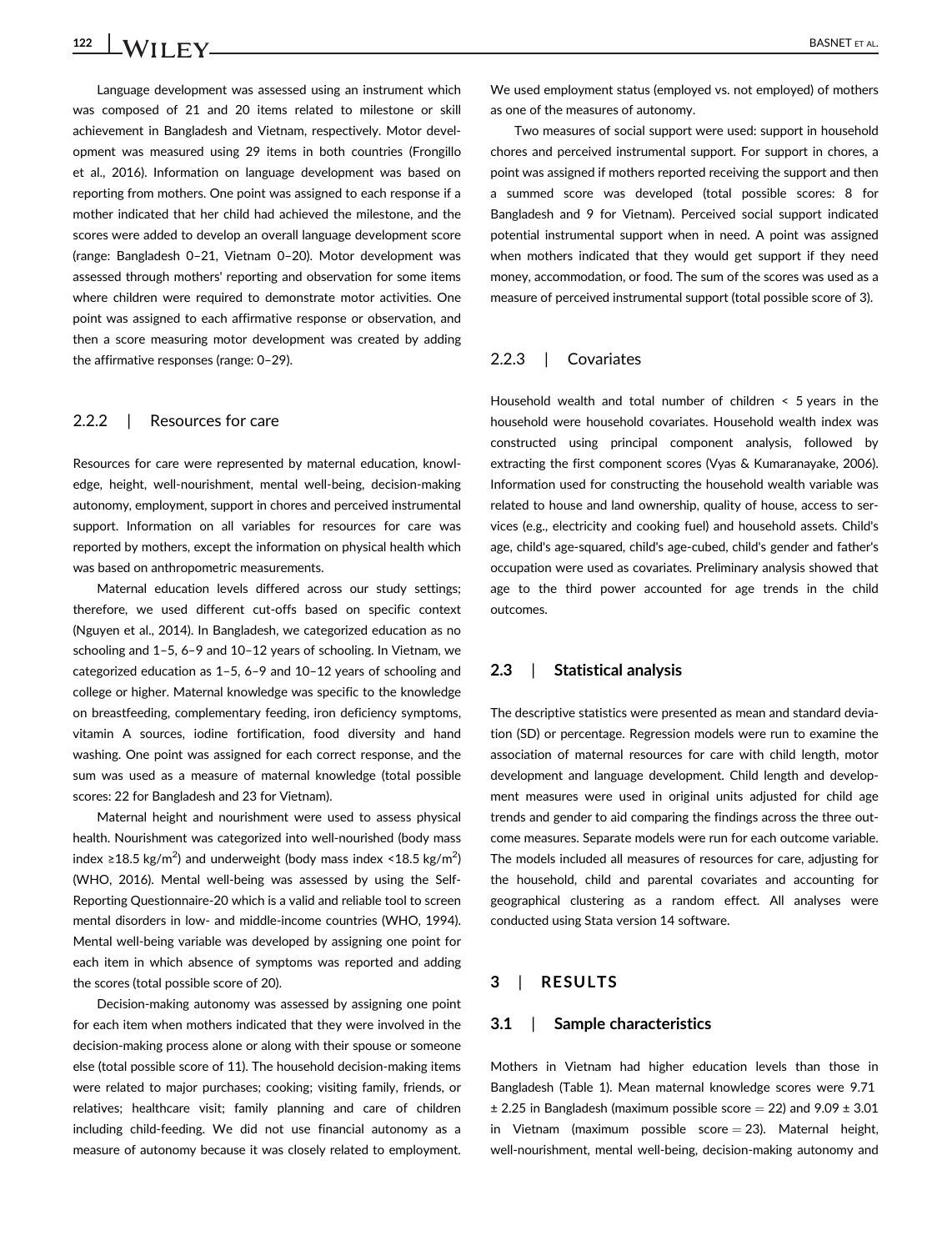Language development was assessed using an instrument which was composed of 21 and 20 items related to milestone or skill achievement in Bangladesh and Vietnam, respectively. Motor development was measured using 29 items in both countries (Frongillo et al., 2016). Information on language development was based on reporting from mothers. One point was assigned to each response if a mother indicated that her child had achieved the milestone, and the scores were added to develop an overall language development score (range: Bangladesh 0–21, Vietnam 0–20). Motor development was assessed through mothers' reporting and observation for some items where children were required to demonstrate motor activities. One point was assigned to each affirmative response or observation, and then a score measuring motor development was created by adding the affirmative responses (range: 0–29).

### 2.2.2 | Resources for care

Resources for care were represented by maternal education, knowledge, height, well-nourishment, mental well-being, decision-making autonomy, employment, support in chores and perceived instrumental support. Information on all variables for resources for care was reported by mothers, except the information on physical health which was based on anthropometric measurements.

Maternal education levels differed across our study settings; therefore, we used different cut-offs based on specific context (Nguyen et al., 2014). In Bangladesh, we categorized education as no schooling and 1–5, 6–9 and 10–12 years of schooling. In Vietnam, we categorized education as 1–5, 6–9 and 10–12 years of schooling and college or higher. Maternal knowledge was specific to the knowledge on breastfeeding, complementary feeding, iron deficiency symptoms, vitamin A sources, iodine fortification, food diversity and hand washing. One point was assigned for each correct response, and the sum was used as a measure of maternal knowledge (total possible scores: 22 for Bangladesh and 23 for Vietnam).

Maternal height and nourishment were used to assess physical health. Nourishment was categorized into well-nourished (body mass index ≥18.5 kg/m$^2$) and underweight (body mass index <18.5 kg/m$^2$) (WHO, 2016). Mental well-being was assessed by using the Self-Reporting Questionnaire-20 which is a valid and reliable tool to screen mental disorders in low- and middle-income countries (WHO, 1994). Mental well-being variable was developed by assigning one point for each item in which absence of symptoms was reported and adding the scores (total possible score of 20).

Decision-making autonomy was assessed by assigning one point for each item when mothers indicated that they were involved in the decision-making process alone or along with their spouse or someone else (total possible score of 11). The household decision-making items were related to major purchases; cooking; visiting family, friends, or relatives; healthcare visit; family planning and care of children including child-feeding. We did not use financial autonomy as a measure of autonomy because it was closely related to employment. We used employment status (employed vs. not employed) of mothers as one of the measures of autonomy.

Two measures of social support were used: support in household chores and perceived instrumental support. For support in chores, a point was assigned if mothers reported receiving the support and then a summed score was developed (total possible scores: 8 for Bangladesh and 9 for Vietnam). Perceived social support indicated potential instrumental support when in need. A point was assigned when mothers indicated that they would get support if they need money, accommodation, or food. The sum of the scores was used as a measure of perceived instrumental support (total possible score of 3).

### 2.2.3 | Covariates

Household wealth and total number of children < 5 years in the household were household covariates. Household wealth index was constructed using principal component analysis, followed by extracting the first component scores (Vyas & Kumaranayake, 2006). Information used for constructing the household wealth variable was related to house and land ownership, quality of house, access to services (e.g., electricity and cooking fuel) and household assets. Child's age, child's age-squared, child's age-cubed, child's gender and father's occupation were used as covariates. Preliminary analysis showed that age to the third power accounted for age trends in the child outcomes.

## 2.3 | Statistical analysis

The descriptive statistics were presented as mean and standard deviation (SD) or percentage. Regression models were run to examine the association of maternal resources for care with child length, motor development and language development. Child length and development measures were used in original units adjusted for child age trends and gender to aid comparing the findings across the three outcome measures. Separate models were run for each outcome variable. The models included all measures of resources for care, adjusting for the household, child and parental covariates and accounting for geographical clustering as a random effect. All analyses were conducted using Stata version 14 software.

# 3 | RESULTS

## 3.1 | Sample characteristics

Mothers in Vietnam had higher education levels than those in Bangladesh (Table 1). Mean maternal knowledge scores were 9.71 ± 2.25 in Bangladesh (maximum possible score = 22) and 9.09 ± 3.01 in Vietnam (maximum possible score = 23). Maternal height, well-nourishment, mental well-being, decision-making autonomy and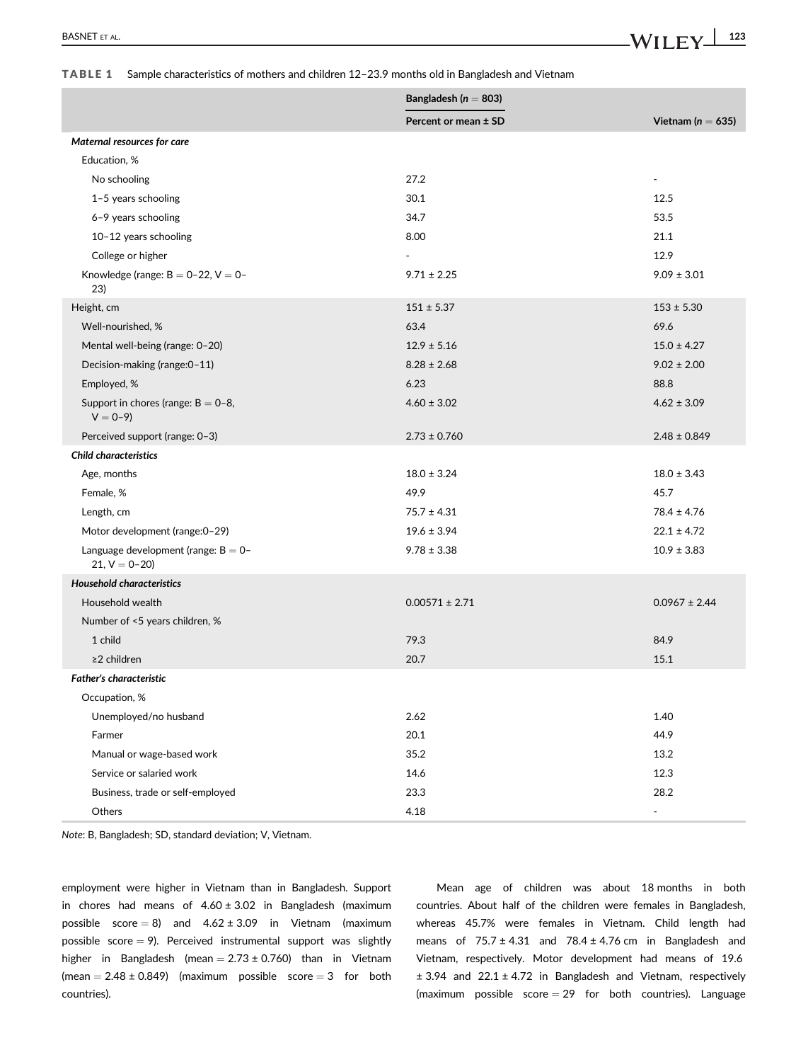**TABLE 1** Sample characteristics of mothers and children 12–23.9 months old in Bangladesh and Vietnam

| | Bangladesh (n = 803) | |
|---|---|---|
| | Percent or mean ± SD | Vietnam (n = 635) |
| ***Maternal resources for care*** | | |
| Education, % | | |
| No schooling | 27.2 | - |
| 1–5 years schooling | 30.1 | 12.5 |
| 6–9 years schooling | 34.7 | 53.5 |
| 10–12 years schooling | 8.00 | 21.1 |
| College or higher | - | 12.9 |
| Knowledge (range: B = 0–22, V = 0–23) | 9.71 ± 2.25 | 9.09 ± 3.01 |
| Height, cm | 151 ± 5.37 | 153 ± 5.30 |
| Well-nourished, % | 63.4 | 69.6 |
| Mental well-being (range: 0–20) | 12.9 ± 5.16 | 15.0 ± 4.27 |
| Decision-making (range:0–11) | 8.28 ± 2.68 | 9.02 ± 2.00 |
| Employed, % | 6.23 | 88.8 |
| Support in chores (range: B = 0–8, V = 0–9) | 4.60 ± 3.02 | 4.62 ± 3.09 |
| Perceived support (range: 0–3) | 2.73 ± 0.760 | 2.48 ± 0.849 |
| ***Child characteristics*** | | |
| Age, months | 18.0 ± 3.24 | 18.0 ± 3.43 |
| Female, % | 49.9 | 45.7 |
| Length, cm | 75.7 ± 4.31 | 78.4 ± 4.76 |
| Motor development (range:0–29) | 19.6 ± 3.94 | 22.1 ± 4.72 |
| Language development (range: B = 0–21, V = 0–20) | 9.78 ± 3.38 | 10.9 ± 3.83 |
| ***Household characteristics*** | | |
| Household wealth | 0.00571 ± 2.71 | 0.0967 ± 2.44 |
| Number of <5 years children, % | | |
| 1 child | 79.3 | 84.9 |
| ≥2 children | 20.7 | 15.1 |
| ***Father's characteristic*** | | |
| Occupation, % | | |
| Unemployed/no husband | 2.62 | 1.40 |
| Farmer | 20.1 | 44.9 |
| Manual or wage-based work | 35.2 | 13.2 |
| Service or salaried work | 14.6 | 12.3 |
| Business, trade or self-employed | 23.3 | 28.2 |
| Others | 4.18 | - |

*Note*: B, Bangladesh; SD, standard deviation; V, Vietnam.

employment were higher in Vietnam than in Bangladesh. Support in chores had means of 4.60 ± 3.02 in Bangladesh (maximum possible score = 8) and 4.62 ± 3.09 in Vietnam (maximum possible score = 9). Perceived instrumental support was slightly higher in Bangladesh (mean = 2.73 ± 0.760) than in Vietnam (mean = 2.48 ± 0.849) (maximum possible score = 3 for both countries).

Mean age of children was about 18 months in both countries. About half of the children were females in Bangladesh, whereas 45.7% were females in Vietnam. Child length had means of 75.7 ± 4.31 and 78.4 ± 4.76 cm in Bangladesh and Vietnam, respectively. Motor development had means of 19.6 ± 3.94 and 22.1 ± 4.72 in Bangladesh and Vietnam, respectively (maximum possible score = 29 for both countries). Language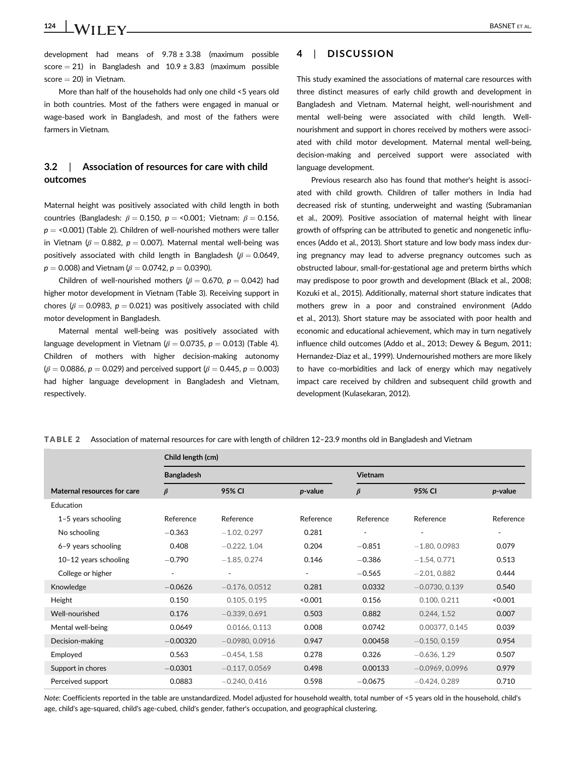development had means of 9.78 ± 3.38 (maximum possible score = 21) in Bangladesh and 10.9 ± 3.83 (maximum possible score = 20) in Vietnam.

More than half of the households had only one child <5 years old in both countries. Most of the fathers were engaged in manual or wage-based work in Bangladesh, and most of the fathers were farmers in Vietnam.

### 3.2 | Association of resources for care with child outcomes

Maternal height was positively associated with child length in both countries (Bangladesh: $\beta = 0.150$, $p = <0.001$; Vietnam: $\beta = 0.156$, $p = <0.001$) (Table 2). Children of well-nourished mothers were taller in Vietnam ($\beta = 0.882$, $p = 0.007$). Maternal mental well-being was positively associated with child length in Bangladesh ($\beta = 0.0649$, $p = 0.008$) and Vietnam ($\beta = 0.0742$, $p = 0.0390$).

Children of well-nourished mothers ($\beta = 0.670$, $p = 0.042$) had higher motor development in Vietnam (Table 3). Receiving support in chores ($\beta = 0.0983$, $p = 0.021$) was positively associated with child motor development in Bangladesh.

Maternal mental well-being was positively associated with language development in Vietnam ($\beta = 0.0735$, $p = 0.013$) (Table 4). Children of mothers with higher decision-making autonomy ($\beta = 0.0886$, $p = 0.029$) and perceived support ($\beta = 0.445$, $p = 0.003$) had higher language development in Bangladesh and Vietnam, respectively.

## 4 | DISCUSSION

This study examined the associations of maternal care resources with three distinct measures of early child growth and development in Bangladesh and Vietnam. Maternal height, well-nourishment and mental well-being were associated with child length. Well-nourishment and support in chores received by mothers were associated with child motor development. Maternal mental well-being, decision-making and perceived support were associated with language development.

Previous research also has found that mother's height is associated with child growth. Children of taller mothers in India had decreased risk of stunting, underweight and wasting (Subramanian et al., 2009). Positive association of maternal height with linear growth of offspring can be attributed to genetic and nongenetic influences (Addo et al., 2013). Short stature and low body mass index during pregnancy may lead to adverse pregnancy outcomes such as obstructed labour, small-for-gestational age and preterm births which may predispose to poor growth and development (Black et al., 2008; Kozuki et al., 2015). Additionally, maternal short stature indicates that mothers grew in a poor and constrained environment (Addo et al., 2013). Short stature may be associated with poor health and economic and educational achievement, which may in turn negatively influence child outcomes (Addo et al., 2013; Dewey & Begum, 2011; Hernandez-Diaz et al., 1999). Undernourished mothers are more likely to have co-morbidities and lack of energy which may negatively impact care received by children and subsequent child growth and development (Kulasekaran, 2012).

**TABLE 2** Association of maternal resources for care with length of children 12–23.9 months old in Bangladesh and Vietnam

| | Child length (cm) | | | | | |
|---|---|---|---|---|---|---|
| | Bangladesh | | | Vietnam | | |
| Maternal resources for care | $\beta$ | 95% CI | *p*-value | $\beta$ | 95% CI | *p*-value |
| Education | | | | | | |
| 1–5 years schooling | Reference | Reference | Reference | Reference | Reference | Reference |
| No schooling | −0.363 | −1.02, 0.297 | 0.281 | - | - | - |
| 6–9 years schooling | 0.408 | −0.222, 1.04 | 0.204 | −0.851 | −1.80, 0.0983 | 0.079 |
| 10–12 years schooling | −0.790 | −1.85, 0.274 | 0.146 | −0.386 | −1.54, 0.771 | 0.513 |
| College or higher | - | - | - | −0.565 | −2.01, 0.882 | 0.444 |
| Knowledge | −0.0626 | −0.176, 0.0512 | 0.281 | 0.0332 | −0.0730, 0.139 | 0.540 |
| Height | 0.150 | 0.105, 0.195 | <0.001 | 0.156 | 0.100, 0.211 | <0.001 |
| Well-nourished | 0.176 | −0.339, 0.691 | 0.503 | 0.882 | 0.244, 1.52 | 0.007 |
| Mental well-being | 0.0649 | 0.0166, 0.113 | 0.008 | 0.0742 | 0.00377, 0.145 | 0.039 |
| Decision-making | −0.00320 | −0.0980, 0.0916 | 0.947 | 0.00458 | −0.150, 0.159 | 0.954 |
| Employed | 0.563 | −0.454, 1.58 | 0.278 | 0.326 | −0.636, 1.29 | 0.507 |
| Support in chores | −0.0301 | −0.117, 0.0569 | 0.498 | 0.00133 | −0.0969, 0.0996 | 0.979 |
| Perceived support | 0.0883 | −0.240, 0.416 | 0.598 | −0.0675 | −0.424, 0.289 | 0.710 |

*Note*: Coefficients reported in the table are unstandardized. Model adjusted for household wealth, total number of <5 years old in the household, child's age, child's age-squared, child's age-cubed, child's gender, father's occupation, and geographical clustering.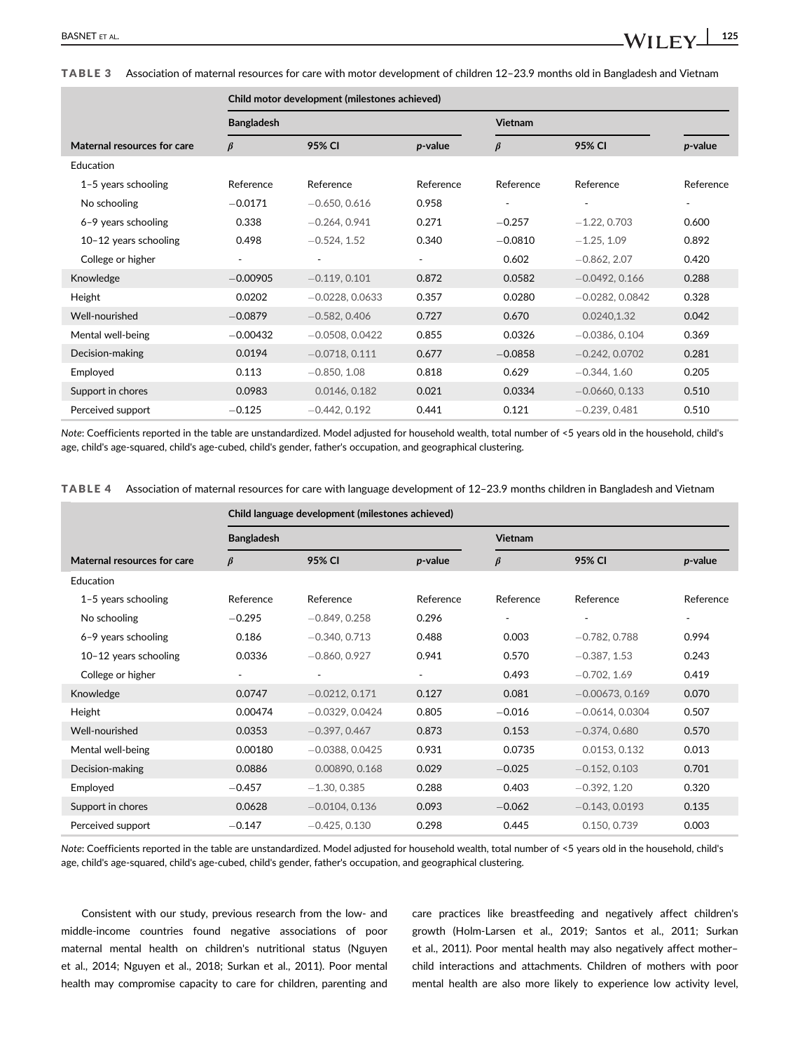**TABLE 3** Association of maternal resources for care with motor development of children 12–23.9 months old in Bangladesh and Vietnam

| | Child motor development (milestones achieved) | | | | | |
|---|---|---|---|---|---|---|
| | Bangladesh | | | Vietnam | | |
| Maternal resources for care | *β* | 95% CI | *p*-value | *β* | 95% CI | *p*-value |
| Education | | | | | | |
| 1–5 years schooling | Reference | Reference | Reference | Reference | Reference | Reference |
| No schooling | −0.0171 | −0.650, 0.616 | 0.958 | - | - | - |
| 6–9 years schooling | 0.338 | −0.264, 0.941 | 0.271 | −0.257 | −1.22, 0.703 | 0.600 |
| 10–12 years schooling | 0.498 | −0.524, 1.52 | 0.340 | −0.0810 | −1.25, 1.09 | 0.892 |
| College or higher | - | - | - | 0.602 | −0.862, 2.07 | 0.420 |
| Knowledge | −0.00905 | −0.119, 0.101 | 0.872 | 0.0582 | −0.0492, 0.166 | 0.288 |
| Height | 0.0202 | −0.0228, 0.0633 | 0.357 | 0.0280 | −0.0282, 0.0842 | 0.328 |
| Well-nourished | −0.0879 | −0.582, 0.406 | 0.727 | 0.670 | 0.0240,1.32 | 0.042 |
| Mental well-being | −0.00432 | −0.0508, 0.0422 | 0.855 | 0.0326 | −0.0386, 0.104 | 0.369 |
| Decision-making | 0.0194 | −0.0718, 0.111 | 0.677 | −0.0858 | −0.242, 0.0702 | 0.281 |
| Employed | 0.113 | −0.850, 1.08 | 0.818 | 0.629 | −0.344, 1.60 | 0.205 |
| Support in chores | 0.0983 | 0.0146, 0.182 | 0.021 | 0.0334 | −0.0660, 0.133 | 0.510 |
| Perceived support | −0.125 | −0.442, 0.192 | 0.441 | 0.121 | −0.239, 0.481 | 0.510 |

*Note*: Coefficients reported in the table are unstandardized. Model adjusted for household wealth, total number of <5 years old in the household, child's age, child's age-squared, child's age-cubed, child's gender, father's occupation, and geographical clustering.

**TABLE 4** Association of maternal resources for care with language development of 12–23.9 months children in Bangladesh and Vietnam

| | Child language development (milestones achieved) | | | | | |
|---|---|---|---|---|---|---|
| | Bangladesh | | | Vietnam | | |
| Maternal resources for care | *β* | 95% CI | *p*-value | *β* | 95% CI | *p*-value |
| Education | | | | | | |
| 1–5 years schooling | Reference | Reference | Reference | Reference | Reference | Reference |
| No schooling | −0.295 | −0.849, 0.258 | 0.296 | - | - | - |
| 6–9 years schooling | 0.186 | −0.340, 0.713 | 0.488 | 0.003 | −0.782, 0.788 | 0.994 |
| 10–12 years schooling | 0.0336 | −0.860, 0.927 | 0.941 | 0.570 | −0.387, 1.53 | 0.243 |
| College or higher | - | - | - | 0.493 | −0.702, 1.69 | 0.419 |
| Knowledge | 0.0747 | −0.0212, 0.171 | 0.127 | 0.081 | −0.00673, 0.169 | 0.070 |
| Height | 0.00474 | −0.0329, 0.0424 | 0.805 | −0.016 | −0.0614, 0.0304 | 0.507 |
| Well-nourished | 0.0353 | −0.397, 0.467 | 0.873 | 0.153 | −0.374, 0.680 | 0.570 |
| Mental well-being | 0.00180 | −0.0388, 0.0425 | 0.931 | 0.0735 | 0.0153, 0.132 | 0.013 |
| Decision-making | 0.0886 | 0.00890, 0.168 | 0.029 | −0.025 | −0.152, 0.103 | 0.701 |
| Employed | −0.457 | −1.30, 0.385 | 0.288 | 0.403 | −0.392, 1.20 | 0.320 |
| Support in chores | 0.0628 | −0.0104, 0.136 | 0.093 | −0.062 | −0.143, 0.0193 | 0.135 |
| Perceived support | −0.147 | −0.425, 0.130 | 0.298 | 0.445 | 0.150, 0.739 | 0.003 |

*Note*: Coefficients reported in the table are unstandardized. Model adjusted for household wealth, total number of <5 years old in the household, child's age, child's age-squared, child's age-cubed, child's gender, father's occupation, and geographical clustering.

Consistent with our study, previous research from the low- and middle-income countries found negative associations of poor maternal mental health on children's nutritional status (Nguyen et al., 2014; Nguyen et al., 2018; Surkan et al., 2011). Poor mental health may compromise capacity to care for children, parenting and care practices like breastfeeding and negatively affect children's growth (Holm-Larsen et al., 2019; Santos et al., 2011; Surkan et al., 2011). Poor mental health may also negatively affect mother–child interactions and attachments. Children of mothers with poor mental health are also more likely to experience low activity level,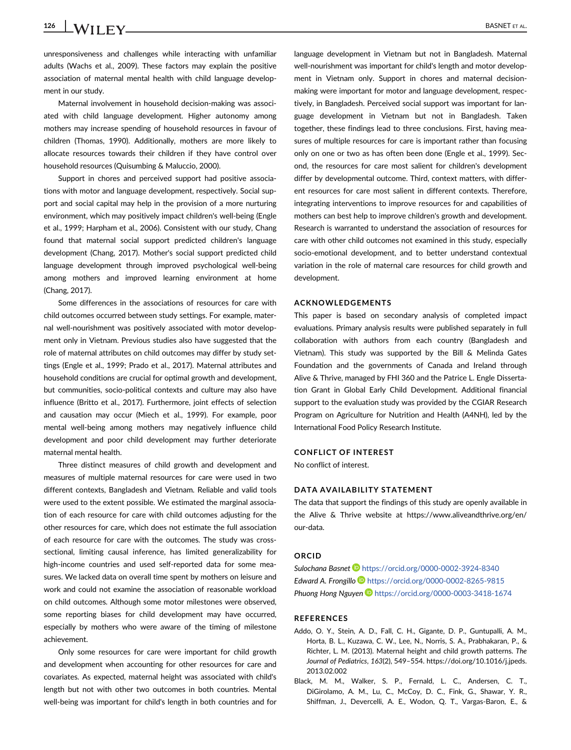unresponsiveness and challenges while interacting with unfamiliar adults (Wachs et al., 2009). These factors may explain the positive association of maternal mental health with child language development in our study.

Maternal involvement in household decision-making was associated with child language development. Higher autonomy among mothers may increase spending of household resources in favour of children (Thomas, 1990). Additionally, mothers are more likely to allocate resources towards their children if they have control over household resources (Quisumbing & Maluccio, 2000).

Support in chores and perceived support had positive associations with motor and language development, respectively. Social support and social capital may help in the provision of a more nurturing environment, which may positively impact children's well-being (Engle et al., 1999; Harpham et al., 2006). Consistent with our study, Chang found that maternal social support predicted children's language development (Chang, 2017). Mother's social support predicted child language development through improved psychological well-being among mothers and improved learning environment at home (Chang, 2017).

Some differences in the associations of resources for care with child outcomes occurred between study settings. For example, maternal well-nourishment was positively associated with motor development only in Vietnam. Previous studies also have suggested that the role of maternal attributes on child outcomes may differ by study settings (Engle et al., 1999; Prado et al., 2017). Maternal attributes and household conditions are crucial for optimal growth and development, but communities, socio-political contexts and culture may also have influence (Britto et al., 2017). Furthermore, joint effects of selection and causation may occur (Miech et al., 1999). For example, poor mental well-being among mothers may negatively influence child development and poor child development may further deteriorate maternal mental health.

Three distinct measures of child growth and development and measures of multiple maternal resources for care were used in two different contexts, Bangladesh and Vietnam. Reliable and valid tools were used to the extent possible. We estimated the marginal association of each resource for care with child outcomes adjusting for the other resources for care, which does not estimate the full association of each resource for care with the outcomes. The study was cross-sectional, limiting causal inference, has limited generalizability for high-income countries and used self-reported data for some measures. We lacked data on overall time spent by mothers on leisure and work and could not examine the association of reasonable workload on child outcomes. Although some motor milestones were observed, some reporting biases for child development may have occurred, especially by mothers who were aware of the timing of milestone achievement.

Only some resources for care were important for child growth and development when accounting for other resources for care and covariates. As expected, maternal height was associated with child's length but not with other two outcomes in both countries. Mental well-being was important for child's length in both countries and for language development in Vietnam but not in Bangladesh. Maternal well-nourishment was important for child's length and motor development in Vietnam only. Support in chores and maternal decision-making were important for motor and language development, respectively, in Bangladesh. Perceived social support was important for language development in Vietnam but not in Bangladesh. Taken together, these findings lead to three conclusions. First, having measures of multiple resources for care is important rather than focusing only on one or two as has often been done (Engle et al., 1999). Second, the resources for care most salient for children's development differ by developmental outcome. Third, context matters, with different resources for care most salient in different contexts. Therefore, integrating interventions to improve resources for and capabilities of mothers can best help to improve children's growth and development. Research is warranted to understand the association of resources for care with other child outcomes not examined in this study, especially socio-emotional development, and to better understand contextual variation in the role of maternal care resources for child growth and development.

## ACKNOWLEDGEMENTS

This paper is based on secondary analysis of completed impact evaluations. Primary analysis results were published separately in full collaboration with authors from each country (Bangladesh and Vietnam). This study was supported by the Bill & Melinda Gates Foundation and the governments of Canada and Ireland through Alive & Thrive, managed by FHI 360 and the Patrice L. Engle Dissertation Grant in Global Early Child Development. Additional financial support to the evaluation study was provided by the CGIAR Research Program on Agriculture for Nutrition and Health (A4NH), led by the International Food Policy Research Institute.

## CONFLICT OF INTEREST

No conflict of interest.

## DATA AVAILABILITY STATEMENT

The data that support the findings of this study are openly available in the Alive & Thrive website at https://www.aliveandthrive.org/en/our-data.

## ORCID

*Sulochana Basnet* https://orcid.org/0000-0002-3924-8340
*Edward A. Frongillo* https://orcid.org/0000-0002-8265-9815
*Phuong Hong Nguyen* https://orcid.org/0000-0003-3418-1674

## REFERENCES

Addo, O. Y., Stein, A. D., Fall, C. H., Gigante, D. P., Guntupalli, A. M., Horta, B. L., Kuzawa, C. W., Lee, N., Norris, S. A., Prabhakaran, P., & Richter, L. M. (2013). Maternal height and child growth patterns. *The Journal of Pediatrics*, *163*(2), 549–554. https://doi.org/10.1016/j.jpeds.2013.02.002

Black, M. M., Walker, S. P., Fernald, L. C., Andersen, C. T., DiGirolamo, A. M., Lu, C., McCoy, D. C., Fink, G., Shawar, Y. R., Shiffman, J., Devercelli, A. E., Wodon, Q. T., Vargas-Baron, E., &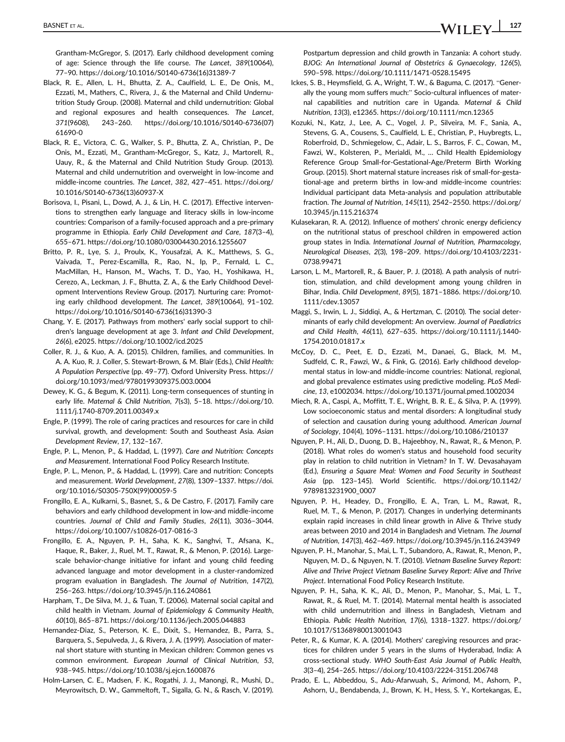Grantham-McGregor, S. (2017). Early childhood development coming of age: Science through the life course. *The Lancet*, *389*(10064), 77–90. https://doi.org/10.1016/S0140-6736(16)31389-7

Black, R. E., Allen, L. H., Bhutta, Z. A., Caulfield, L. E., De Onis, M., Ezzati, M., Mathers, C., Rivera, J., & the Maternal and Child Undernutrition Study Group. (2008). Maternal and child undernutrition: Global and regional exposures and health consequences. *The Lancet*, *371*(9608), 243–260. https://doi.org/10.1016/S0140-6736(07)61690-0

Black, R. E., Victora, C. G., Walker, S. P., Bhutta, Z. A., Christian, P., De Onis, M., Ezzati, M., Grantham-McGregor, S., Katz, J., Martorell, R., Uauy, R., & the Maternal and Child Nutrition Study Group. (2013). Maternal and child undernutrition and overweight in low-income and middle-income countries. *The Lancet*, *382*, 427–451. https://doi.org/10.1016/S0140-6736(13)60937-X

Borisova, I., Pisani, L., Dowd, A. J., & Lin, H. C. (2017). Effective interventions to strengthen early language and literacy skills in low-income countries: Comparison of a family-focused approach and a pre-primary programme in Ethiopia. *Early Child Development and Care*, *187*(3–4), 655–671. https://doi.org/10.1080/03004430.2016.1255607

Britto, P. R., Lye, S. J., Proulx, K., Yousafzai, A. K., Matthews, S. G., Vaivada, T., Perez-Escamilla, R., Rao, N., Ip, P., Fernald, L. C., MacMillan, H., Hanson, M., Wachs, T. D., Yao, H., Yoshikawa, H., Cerezo, A., Leckman, J. F., Bhutta, Z. A., & the Early Childhood Development Interventions Review Group. (2017). Nurturing care: Promoting early childhood development. *The Lancet*, *389*(10064), 91–102. https://doi.org/10.1016/S0140-6736(16)31390-3

Chang, Y. E. (2017). Pathways from mothers' early social support to children's language development at age 3. *Infant and Child Development*, *26*(6), e2025. https://doi.org/10.1002/icd.2025

Coller, R. J., & Kuo, A. A. (2015). Children, families, and communities. In A. A. Kuo, R. J. Coller, S. Stewart-Brown, & M. Blair (Eds.), *Child Health: A Population Perspective* (pp. 49–77). Oxford University Press. https://doi.org/10.1093/med/9780199309375.003.0004

Dewey, K. G., & Begum, K. (2011). Long-term consequences of stunting in early life. *Maternal & Child Nutrition*, *7*(s3), 5–18. https://doi.org/10.1111/j.1740-8709.2011.00349.x

Engle, P. (1999). The role of caring practices and resources for care in child survival, growth, and development: South and Southeast Asia. *Asian Development Review*, *17*, 132–167.

Engle, P. L., Menon, P., & Haddad, L. (1997). *Care and Nutrition: Concepts and Measurement*. International Food Policy Research Institute.

Engle, P. L., Menon, P., & Haddad, L. (1999). Care and nutrition: Concepts and measurement. *World Development*, *27*(8), 1309–1337. https://doi.org/10.1016/S0305-750X(99)00059-5

Frongillo, E. A., Kulkarni, S., Basnet, S., & De Castro, F. (2017). Family care behaviors and early childhood development in low-and middle-income countries. *Journal of Child and Family Studies*, *26*(11), 3036–3044. https://doi.org/10.1007/s10826-017-0816-3

Frongillo, E. A., Nguyen, P. H., Saha, K. K., Sanghvi, T., Afsana, K., Haque, R., Baker, J., Ruel, M. T., Rawat, R., & Menon, P. (2016). Large-scale behavior-change initiative for infant and young child feeding advanced language and motor development in a cluster-randomized program evaluation in Bangladesh. *The Journal of Nutrition*, *147*(2), 256–263. https://doi.org/10.3945/jn.116.240861

Harpham, T., De Silva, M. J., & Tuan, T. (2006). Maternal social capital and child health in Vietnam. *Journal of Epidemiology & Community Health*, *60*(10), 865–871. https://doi.org/10.1136/jech.2005.044883

Hernandez-Diaz, S., Peterson, K. E., Dixit, S., Hernandez, B., Parra, S., Barquera, S., Sepulveda, J., & Rivera, J. A. (1999). Association of maternal short stature with stunting in Mexican children: Common genes vs common environment. *European Journal of Clinical Nutrition*, *53*, 938–945. https://doi.org/10.1038/sj.ejcn.1600876

Holm-Larsen, C. E., Madsen, F. K., Rogathi, J. J., Manongi, R., Mushi, D., Meyrowitsch, D. W., Gammeltoft, T., Sigalla, G. N., & Rasch, V. (2019). Postpartum depression and child growth in Tanzania: A cohort study. *BJOG: An International Journal of Obstetrics & Gynaecology*, *126*(5), 590–598. https://doi.org/10.1111/1471-0528.15495

Ickes, S. B., Heymsfield, G. A., Wright, T. W., & Baguma, C. (2017). "Generally the young mom suffers much:" Socio-cultural influences of maternal capabilities and nutrition care in Uganda. *Maternal & Child Nutrition*, *13*(3), e12365. https://doi.org/10.1111/mcn.12365

Kozuki, N., Katz, J., Lee, A. C., Vogel, J. P., Silveira, M. F., Sania, A., Stevens, G. A., Cousens, S., Caulfield, L. E., Christian, P., Huybregts, L., Roberfroid, D., Schmiegelow, C., Adair, L. S., Barros, F. C., Cowan, M., Fawzi, W., Kolsteren, P., Merialdi, M., … Child Health Epidemiology Reference Group Small-for-Gestational-Age/Preterm Birth Working Group. (2015). Short maternal stature increases risk of small-for-gestational-age and preterm births in low-and middle-income countries: Individual participant data Meta-analysis and population attributable fraction. *The Journal of Nutrition*, *145*(11), 2542–2550. https://doi.org/10.3945/jn.115.216374

Kulasekaran, R. A. (2012). Influence of mothers' chronic energy deficiency on the nutritional status of preschool children in empowered action group states in India. *International Journal of Nutrition, Pharmacology, Neurological Diseases*, *2*(3), 198–209. https://doi.org/10.4103/2231-0738.99471

Larson, L. M., Martorell, R., & Bauer, P. J. (2018). A path analysis of nutrition, stimulation, and child development among young children in Bihar, India. *Child Development*, *89*(5), 1871–1886. https://doi.org/10.1111/cdev.13057

Maggi, S., Irwin, L. J., Siddiqi, A., & Hertzman, C. (2010). The social determinants of early child development: An overview. *Journal of Paediatrics and Child Health*, *46*(11), 627–635. https://doi.org/10.1111/j.1440-1754.2010.01817.x

McCoy, D. C., Peet, E. D., Ezzati, M., Danaei, G., Black, M. M., Sudfeld, C. R., Fawzi, W., & Fink, G. (2016). Early childhood developmental status in low-and middle-income countries: National, regional, and global prevalence estimates using predictive modeling. *PLoS Medicine*, *13*, e1002034. https://doi.org/10.1371/journal.pmed.1002034

Miech, R. A., Caspi, A., Moffitt, T. E., Wright, B. R. E., & Silva, P. A. (1999). Low socioeconomic status and mental disorders: A longitudinal study of selection and causation during young adulthood. *American Journal of Sociology*, *104*(4), 1096–1131. https://doi.org/10.1086/210137

Nguyen, P. H., Ali, D., Duong, D. B., Hajeebhoy, N., Rawat, R., & Menon, P. (2018). What roles do women's status and household food security play in relation to child nutrition in Vietnam? In T. W. Devasahayam (Ed.), *Ensuring a Square Meal: Women and Food Security in Southeast Asia* (pp. 123–145). World Scientific. https://doi.org/10.1142/9789813231900_0007

Nguyen, P. H., Headey, D., Frongillo, E. A., Tran, L. M., Rawat, R., Ruel, M. T., & Menon, P. (2017). Changes in underlying determinants explain rapid increases in child linear growth in Alive & Thrive study areas between 2010 and 2014 in Bangladesh and Vietnam. *The Journal of Nutrition*, *147*(3), 462–469. https://doi.org/10.3945/jn.116.243949

Nguyen, P. H., Manohar, S., Mai, L. T., Subandoro, A., Rawat, R., Menon, P., Nguyen, M. D., & Nguyen, N. T. (2010). *Vietnam Baseline Survey Report: Alive and Thrive Project Vietnam Baseline Survey Report: Alive and Thrive Project*. International Food Policy Research Institute.

Nguyen, P. H., Saha, K. K., Ali, D., Menon, P., Manohar, S., Mai, L. T., Rawat, R., & Ruel, M. T. (2014). Maternal mental health is associated with child undernutrition and illness in Bangladesh, Vietnam and Ethiopia. *Public Health Nutrition*, *17*(6), 1318–1327. https://doi.org/10.1017/S1368980013001043

Peter, R., & Kumar, K. A. (2014). Mothers' caregiving resources and practices for children under 5 years in the slums of Hyderabad, India: A cross-sectional study. *WHO South-East Asia Journal of Public Health*, *3*(3–4), 254–265. https://doi.org/10.4103/2224-3151.206748

Prado, E. L., Abbeddou, S., Adu-Afarwuah, S., Arimond, M., Ashorn, P., Ashorn, U., Bendabenda, J., Brown, K. H., Hess, S. Y., Kortekangas, E.,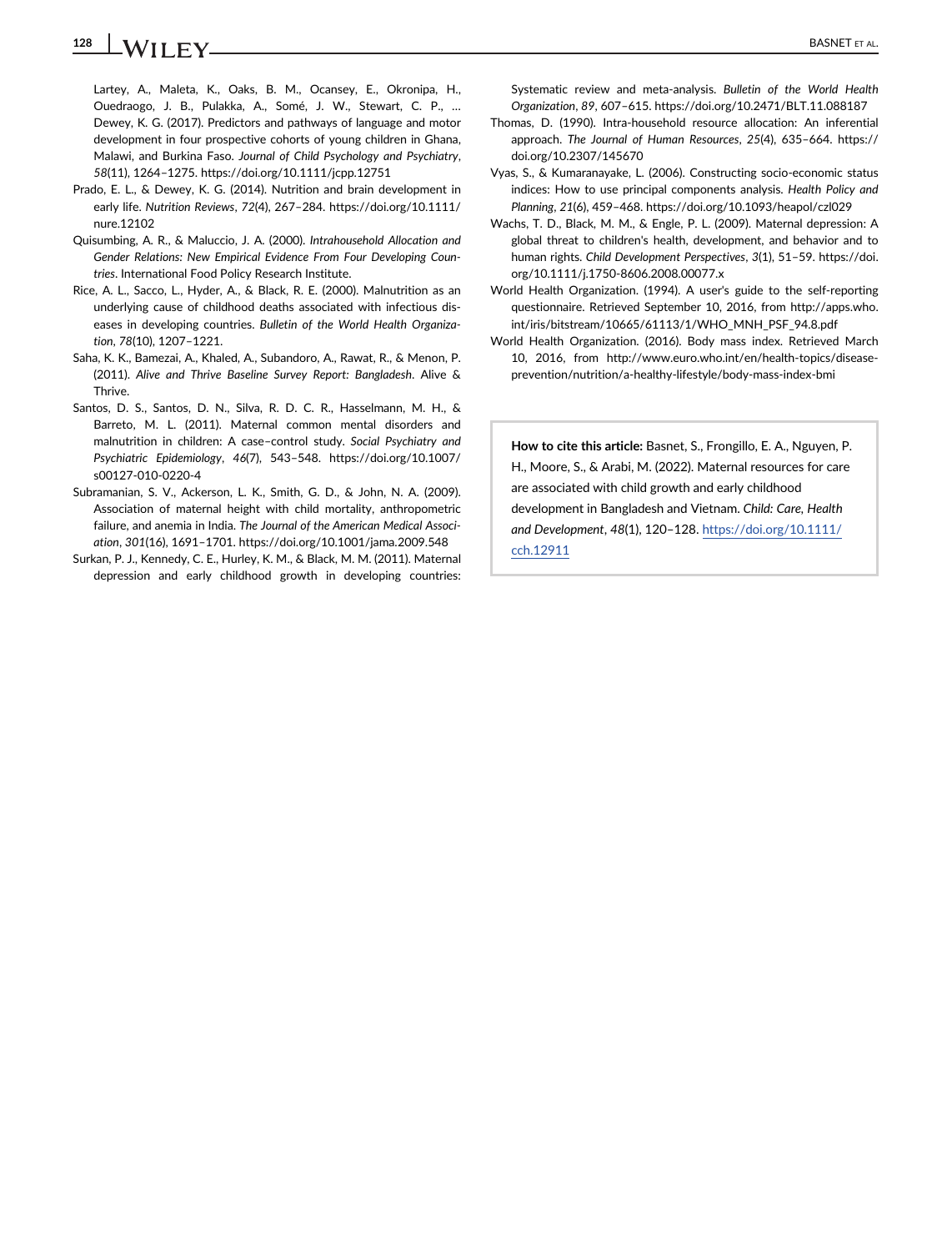Lartey, A., Maleta, K., Oaks, B. M., Ocansey, E., Okronipa, H., Ouedraogo, J. B., Pulakka, A., Somé, J. W., Stewart, C. P., … Dewey, K. G. (2017). Predictors and pathways of language and motor development in four prospective cohorts of young children in Ghana, Malawi, and Burkina Faso. *Journal of Child Psychology and Psychiatry*, *58*(11), 1264–1275. https://doi.org/10.1111/jcpp.12751

Prado, E. L., & Dewey, K. G. (2014). Nutrition and brain development in early life. *Nutrition Reviews*, *72*(4), 267–284. https://doi.org/10.1111/nure.12102

Quisumbing, A. R., & Maluccio, J. A. (2000). *Intrahousehold Allocation and Gender Relations: New Empirical Evidence From Four Developing Countries*. International Food Policy Research Institute.

Rice, A. L., Sacco, L., Hyder, A., & Black, R. E. (2000). Malnutrition as an underlying cause of childhood deaths associated with infectious diseases in developing countries. *Bulletin of the World Health Organization*, *78*(10), 1207–1221.

Saha, K. K., Bamezai, A., Khaled, A., Subandoro, A., Rawat, R., & Menon, P. (2011). *Alive and Thrive Baseline Survey Report: Bangladesh*. Alive & Thrive.

Santos, D. S., Santos, D. N., Silva, R. D. C. R., Hasselmann, M. H., & Barreto, M. L. (2011). Maternal common mental disorders and malnutrition in children: A case–control study. *Social Psychiatry and Psychiatric Epidemiology*, *46*(7), 543–548. https://doi.org/10.1007/s00127-010-0220-4

Subramanian, S. V., Ackerson, L. K., Smith, G. D., & John, N. A. (2009). Association of maternal height with child mortality, anthropometric failure, and anemia in India. *The Journal of the American Medical Association*, *301*(16), 1691–1701. https://doi.org/10.1001/jama.2009.548

Surkan, P. J., Kennedy, C. E., Hurley, K. M., & Black, M. M. (2011). Maternal depression and early childhood growth in developing countries: Systematic review and meta-analysis. *Bulletin of the World Health Organization*, *89*, 607–615. https://doi.org/10.2471/BLT.11.088187

Thomas, D. (1990). Intra-household resource allocation: An inferential approach. *The Journal of Human Resources*, *25*(4), 635–664. https://doi.org/10.2307/145670

Vyas, S., & Kumaranayake, L. (2006). Constructing socio-economic status indices: How to use principal components analysis. *Health Policy and Planning*, *21*(6), 459–468. https://doi.org/10.1093/heapol/czl029

Wachs, T. D., Black, M. M., & Engle, P. L. (2009). Maternal depression: A global threat to children's health, development, and behavior and to human rights. *Child Development Perspectives*, *3*(1), 51–59. https://doi.org/10.1111/j.1750-8606.2008.00077.x

World Health Organization. (1994). A user's guide to the self-reporting questionnaire. Retrieved September 10, 2016, from http://apps.who.int/iris/bitstream/10665/61113/1/WHO_MNH_PSF_94.8.pdf

World Health Organization. (2016). Body mass index. Retrieved March 10, 2016, from http://www.euro.who.int/en/health-topics/disease-prevention/nutrition/a-healthy-lifestyle/body-mass-index-bmi

**How to cite this article:** Basnet, S., Frongillo, E. A., Nguyen, P. H., Moore, S., & Arabi, M. (2022). Maternal resources for care are associated with child growth and early childhood development in Bangladesh and Vietnam. *Child: Care, Health and Development*, *48*(1), 120–128. https://doi.org/10.1111/cch.12911